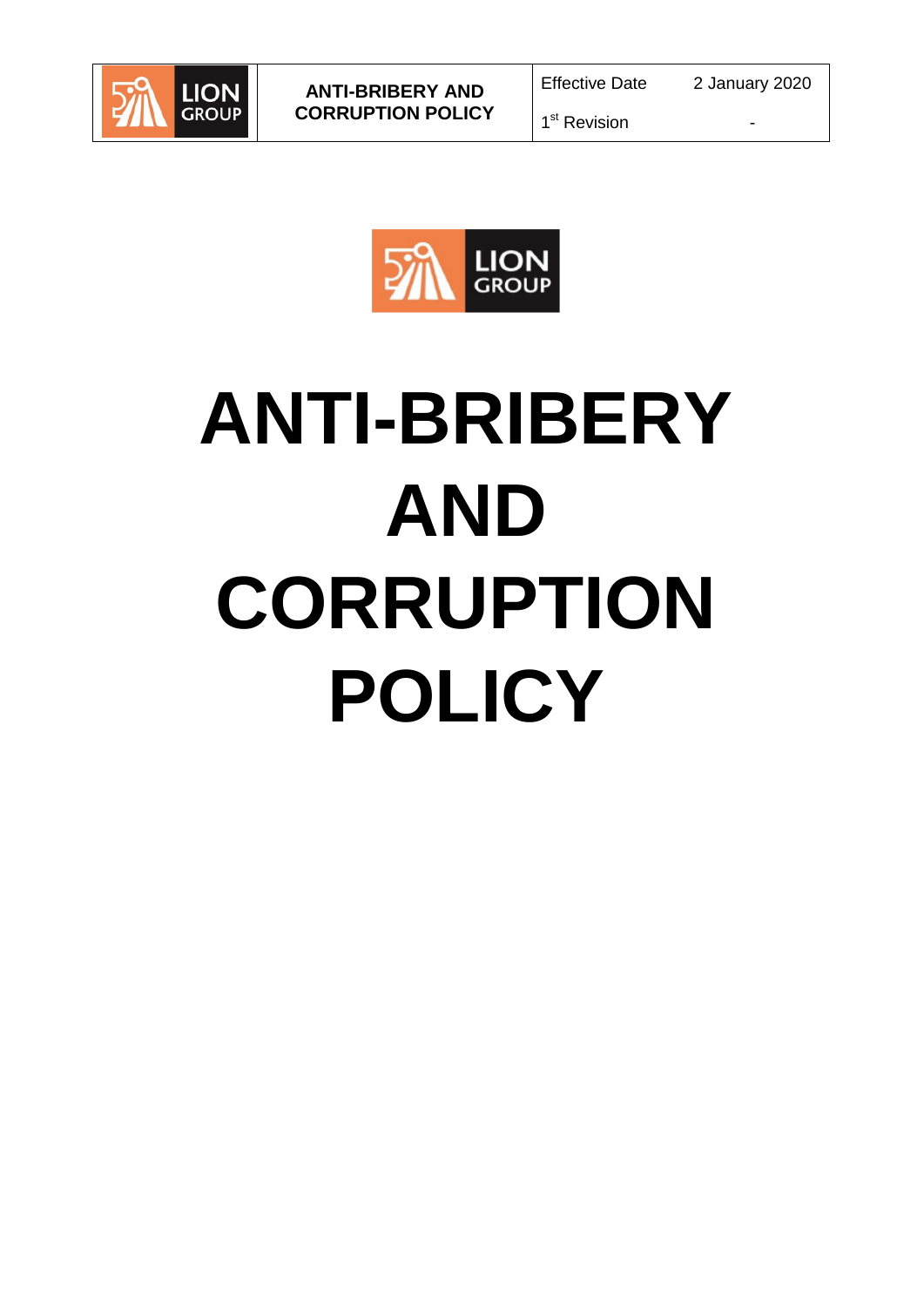# ANTI-BRIBERY AND CORRUPTION POLICY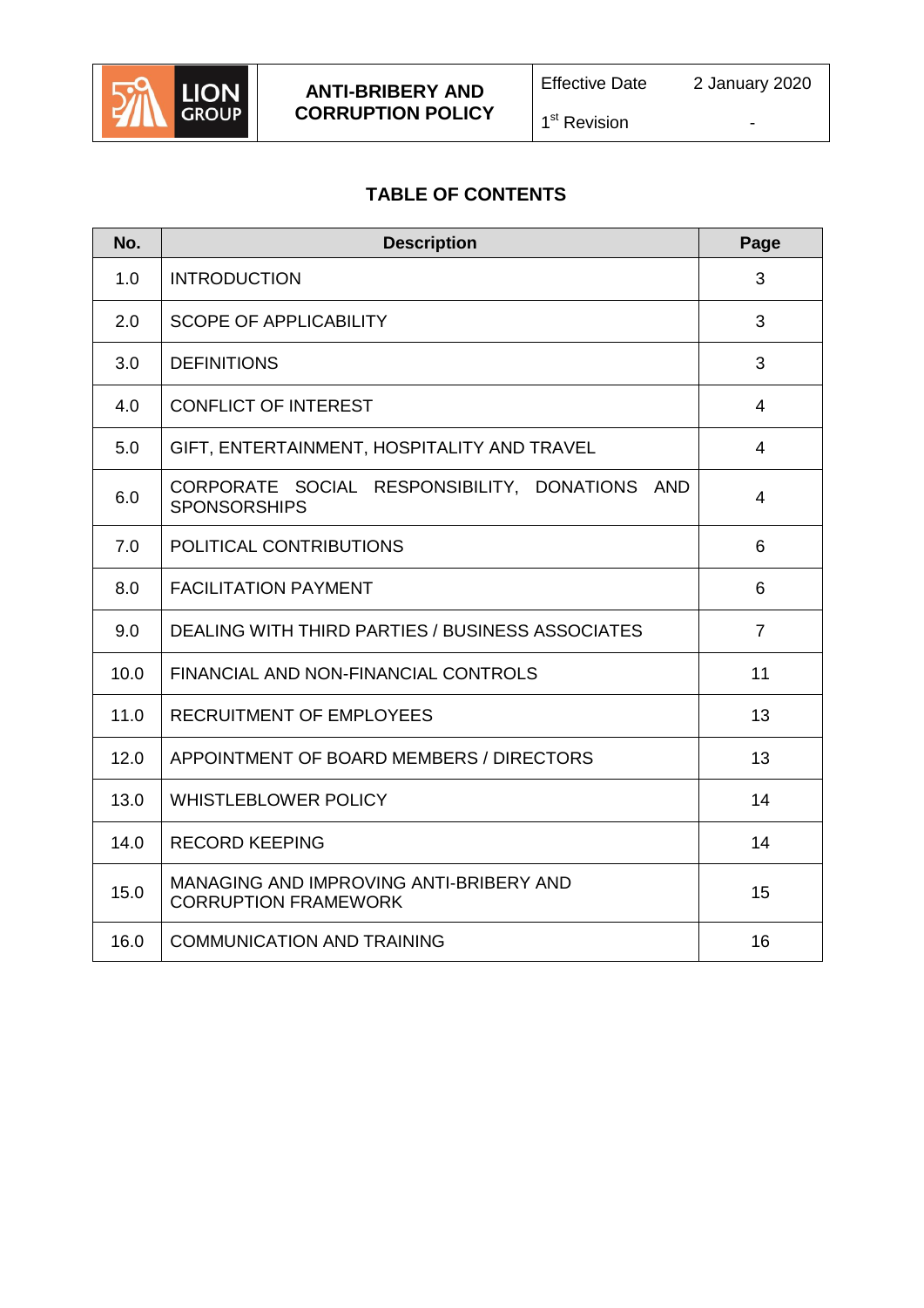## TABLE OF CONTENTS

| No. | Description | Page |
|---|---|---|
| 1.0 | INTRODUCTION | 3 |
| 2.0 | SCOPE OF APPLICABILITY | 3 |
| 3.0 | DEFINITIONS | 3 |
| 4.0 | CONFLICT OF INTEREST | 4 |
| 5.0 | GIFT, ENTERTAINMENT, HOSPITALITY AND TRAVEL | 4 |
| 6.0 | CORPORATE SOCIAL RESPONSIBILITY, DONATIONS AND SPONSORSHIPS | 4 |
| 7.0 | POLITICAL CONTRIBUTIONS | 6 |
| 8.0 | FACILITATION PAYMENT | 6 |
| 9.0 | DEALING WITH THIRD PARTIES / BUSINESS ASSOCIATES | 7 |
| 10.0 | FINANCIAL AND NON-FINANCIAL CONTROLS | 11 |
| 11.0 | RECRUITMENT OF EMPLOYEES | 13 |
| 12.0 | APPOINTMENT OF BOARD MEMBERS / DIRECTORS | 13 |
| 13.0 | WHISTLEBLOWER POLICY | 14 |
| 14.0 | RECORD KEEPING | 14 |
| 15.0 | MANAGING AND IMPROVING ANTI-BRIBERY AND CORRUPTION FRAMEWORK | 15 |
| 16.0 | COMMUNICATION AND TRAINING | 16 |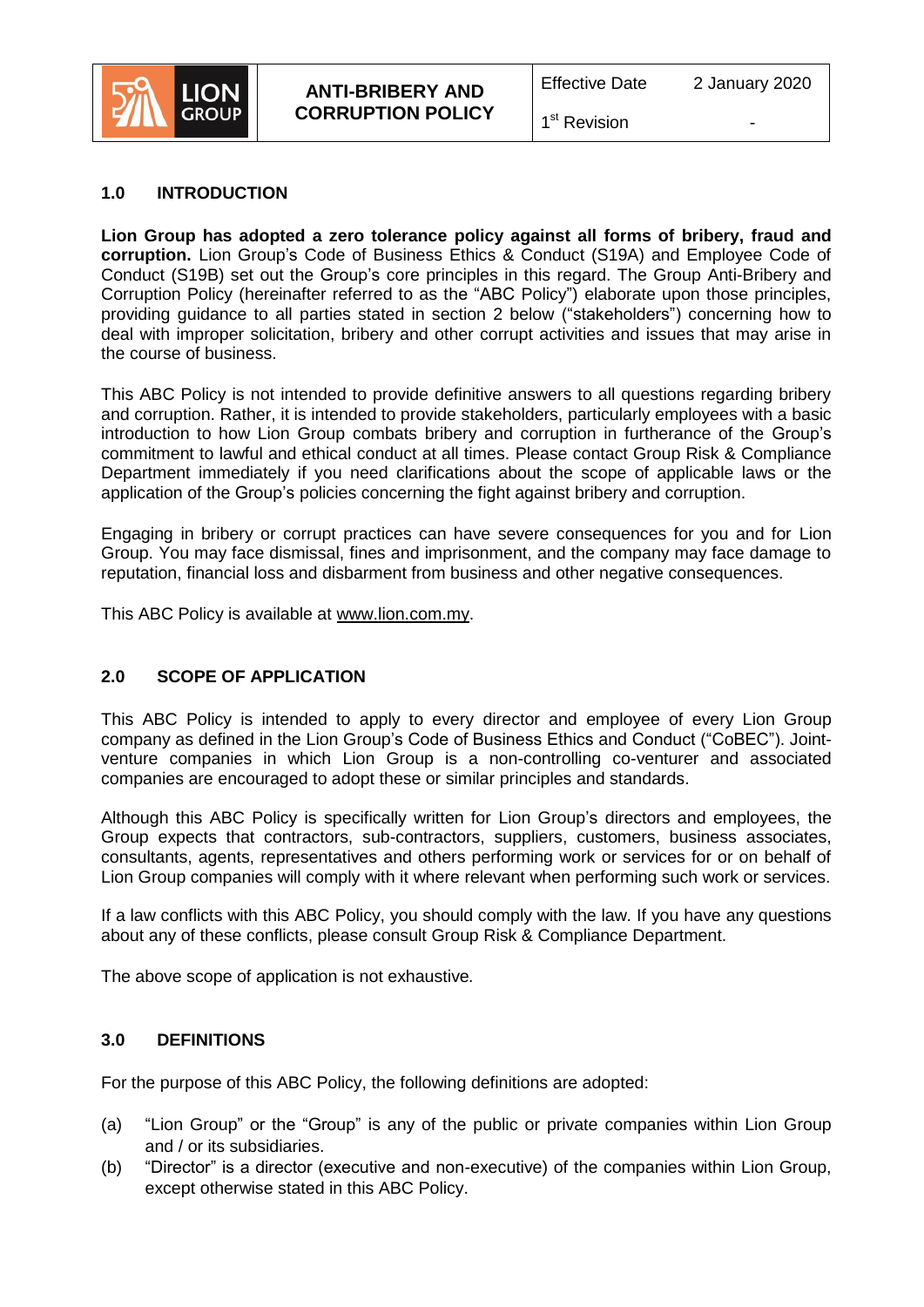## 1.0 INTRODUCTION

**Lion Group has adopted a zero tolerance policy against all forms of bribery, fraud and corruption.** Lion Group's Code of Business Ethics & Conduct (S19A) and Employee Code of Conduct (S19B) set out the Group's core principles in this regard. The Group Anti-Bribery and Corruption Policy (hereinafter referred to as the "ABC Policy") elaborate upon those principles, providing guidance to all parties stated in section 2 below ("stakeholders") concerning how to deal with improper solicitation, bribery and other corrupt activities and issues that may arise in the course of business.

This ABC Policy is not intended to provide definitive answers to all questions regarding bribery and corruption. Rather, it is intended to provide stakeholders, particularly employees with a basic introduction to how Lion Group combats bribery and corruption in furtherance of the Group's commitment to lawful and ethical conduct at all times. Please contact Group Risk & Compliance Department immediately if you need clarifications about the scope of applicable laws or the application of the Group's policies concerning the fight against bribery and corruption.

Engaging in bribery or corrupt practices can have severe consequences for you and for Lion Group. You may face dismissal, fines and imprisonment, and the company may face damage to reputation, financial loss and disbarment from business and other negative consequences.

This ABC Policy is available at www.lion.com.my.

## 2.0 SCOPE OF APPLICATION

This ABC Policy is intended to apply to every director and employee of every Lion Group company as defined in the Lion Group's Code of Business Ethics and Conduct ("CoBEC"). Joint-venture companies in which Lion Group is a non-controlling co-venturer and associated companies are encouraged to adopt these or similar principles and standards.

Although this ABC Policy is specifically written for Lion Group's directors and employees, the Group expects that contractors, sub-contractors, suppliers, customers, business associates, consultants, agents, representatives and others performing work or services for or on behalf of Lion Group companies will comply with it where relevant when performing such work or services.

If a law conflicts with this ABC Policy, you should comply with the law. If you have any questions about any of these conflicts, please consult Group Risk & Compliance Department.

The above scope of application is not exhaustive*.*

## 3.0 DEFINITIONS

For the purpose of this ABC Policy, the following definitions are adopted:

(a) "Lion Group" or the "Group" is any of the public or private companies within Lion Group and / or its subsidiaries.

(b) "Director" is a director (executive and non-executive) of the companies within Lion Group, except otherwise stated in this ABC Policy.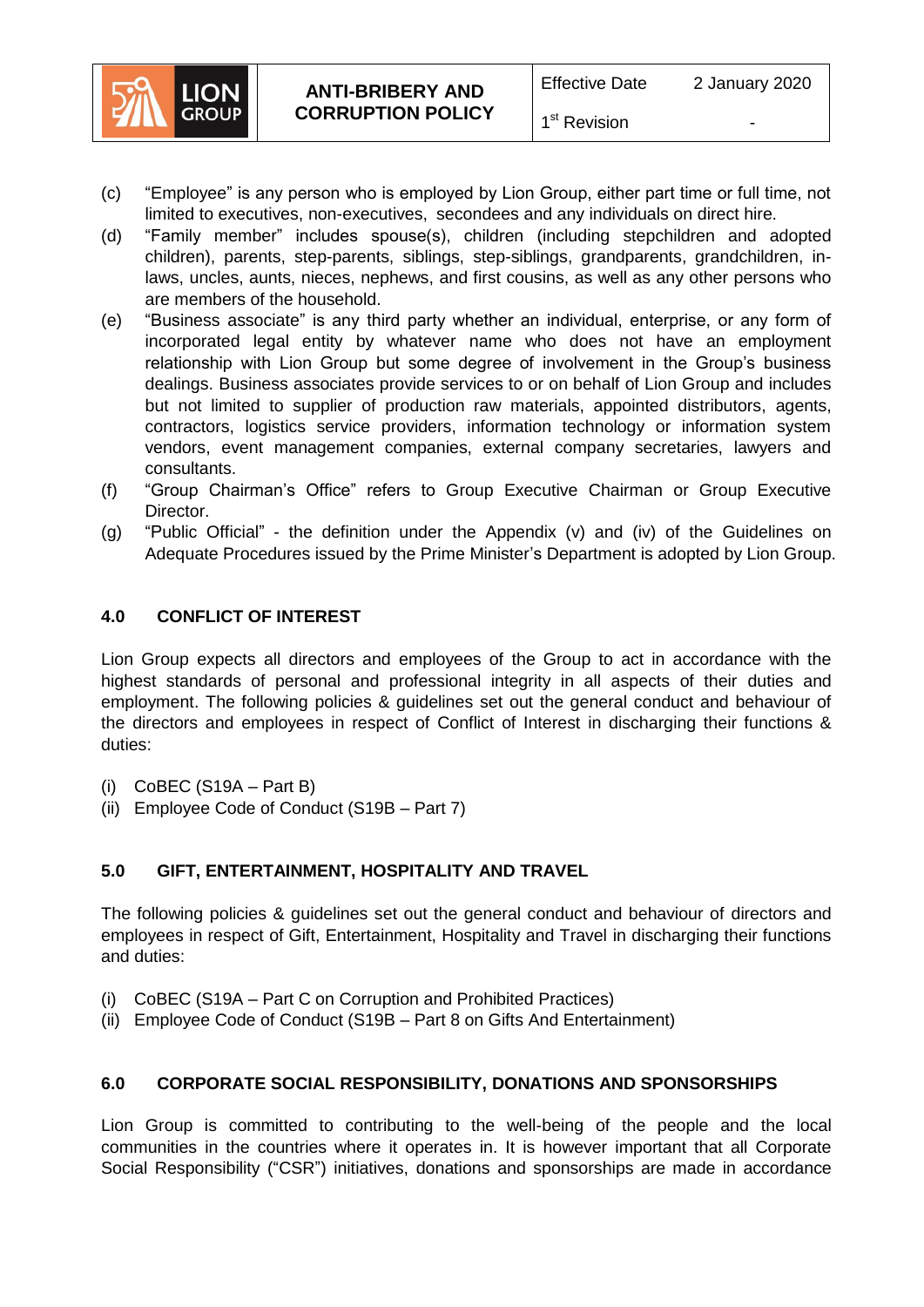(c) "Employee" is any person who is employed by Lion Group, either part time or full time, not limited to executives, non-executives, secondees and any individuals on direct hire.

(d) "Family member" includes spouse(s), children (including stepchildren and adopted children), parents, step-parents, siblings, step-siblings, grandparents, grandchildren, in-laws, uncles, aunts, nieces, nephews, and first cousins, as well as any other persons who are members of the household.

(e) "Business associate" is any third party whether an individual, enterprise, or any form of incorporated legal entity by whatever name who does not have an employment relationship with Lion Group but some degree of involvement in the Group's business dealings. Business associates provide services to or on behalf of Lion Group and includes but not limited to supplier of production raw materials, appointed distributors, agents, contractors, logistics service providers, information technology or information system vendors, event management companies, external company secretaries, lawyers and consultants.

(f) "Group Chairman's Office" refers to Group Executive Chairman or Group Executive Director.

(g) "Public Official" - the definition under the Appendix (v) and (iv) of the Guidelines on Adequate Procedures issued by the Prime Minister's Department is adopted by Lion Group.

## 4.0 CONFLICT OF INTEREST

Lion Group expects all directors and employees of the Group to act in accordance with the highest standards of personal and professional integrity in all aspects of their duties and employment. The following policies & guidelines set out the general conduct and behaviour of the directors and employees in respect of Conflict of Interest in discharging their functions & duties:

(i) CoBEC (S19A – Part B)
(ii) Employee Code of Conduct (S19B – Part 7)

## 5.0 GIFT, ENTERTAINMENT, HOSPITALITY AND TRAVEL

The following policies & guidelines set out the general conduct and behaviour of directors and employees in respect of Gift, Entertainment, Hospitality and Travel in discharging their functions and duties:

(i) CoBEC (S19A – Part C on Corruption and Prohibited Practices)
(ii) Employee Code of Conduct (S19B – Part 8 on Gifts And Entertainment)

## 6.0 CORPORATE SOCIAL RESPONSIBILITY, DONATIONS AND SPONSORSHIPS

Lion Group is committed to contributing to the well-being of the people and the local communities in the countries where it operates in. It is however important that all Corporate Social Responsibility ("CSR") initiatives, donations and sponsorships are made in accordance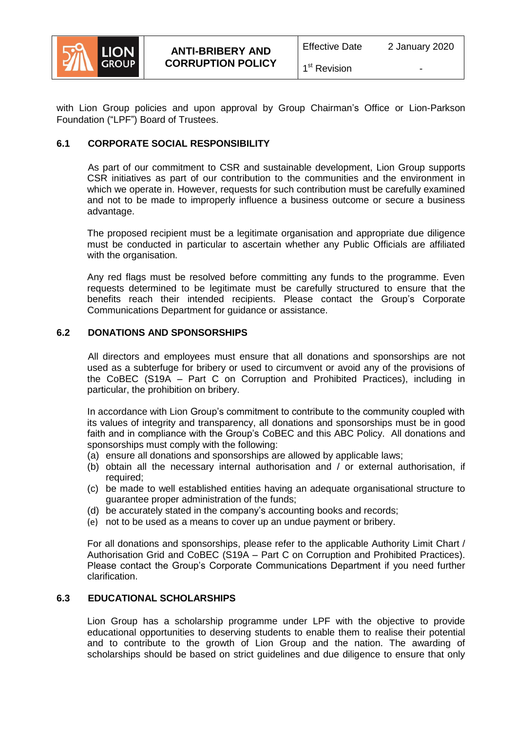with Lion Group policies and upon approval by Group Chairman's Office or Lion-Parkson Foundation ("LPF") Board of Trustees.

### 6.1 CORPORATE SOCIAL RESPONSIBILITY

As part of our commitment to CSR and sustainable development, Lion Group supports CSR initiatives as part of our contribution to the communities and the environment in which we operate in. However, requests for such contribution must be carefully examined and not to be made to improperly influence a business outcome or secure a business advantage.

The proposed recipient must be a legitimate organisation and appropriate due diligence must be conducted in particular to ascertain whether any Public Officials are affiliated with the organisation.

Any red flags must be resolved before committing any funds to the programme. Even requests determined to be legitimate must be carefully structured to ensure that the benefits reach their intended recipients. Please contact the Group's Corporate Communications Department for guidance or assistance.

### 6.2 DONATIONS AND SPONSORSHIPS

All directors and employees must ensure that all donations and sponsorships are not used as a subterfuge for bribery or used to circumvent or avoid any of the provisions of the CoBEC (S19A – Part C on Corruption and Prohibited Practices), including in particular, the prohibition on bribery.

In accordance with Lion Group's commitment to contribute to the community coupled with its values of integrity and transparency, all donations and sponsorships must be in good faith and in compliance with the Group's CoBEC and this ABC Policy. All donations and sponsorships must comply with the following:

(a) ensure all donations and sponsorships are allowed by applicable laws;
(b) obtain all the necessary internal authorisation and / or external authorisation, if required;
(c) be made to well established entities having an adequate organisational structure to guarantee proper administration of the funds;
(d) be accurately stated in the company's accounting books and records;
(e) not to be used as a means to cover up an undue payment or bribery.

For all donations and sponsorships, please refer to the applicable Authority Limit Chart / Authorisation Grid and CoBEC (S19A – Part C on Corruption and Prohibited Practices). Please contact the Group's Corporate Communications Department if you need further clarification.

### 6.3 EDUCATIONAL SCHOLARSHIPS

Lion Group has a scholarship programme under LPF with the objective to provide educational opportunities to deserving students to enable them to realise their potential and to contribute to the growth of Lion Group and the nation. The awarding of scholarships should be based on strict guidelines and due diligence to ensure that only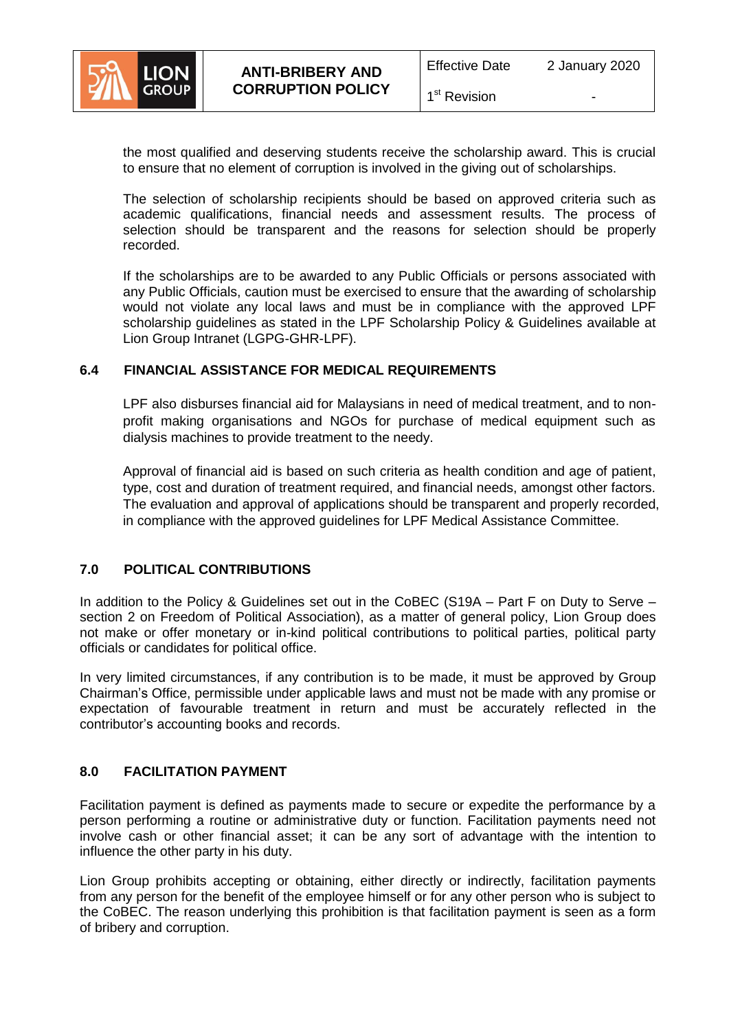the most qualified and deserving students receive the scholarship award. This is crucial to ensure that no element of corruption is involved in the giving out of scholarships.

The selection of scholarship recipients should be based on approved criteria such as academic qualifications, financial needs and assessment results. The process of selection should be transparent and the reasons for selection should be properly recorded.

If the scholarships are to be awarded to any Public Officials or persons associated with any Public Officials, caution must be exercised to ensure that the awarding of scholarship would not violate any local laws and must be in compliance with the approved LPF scholarship guidelines as stated in the LPF Scholarship Policy & Guidelines available at Lion Group Intranet (LGPG-GHR-LPF).

### 6.4 FINANCIAL ASSISTANCE FOR MEDICAL REQUIREMENTS

LPF also disburses financial aid for Malaysians in need of medical treatment, and to non-profit making organisations and NGOs for purchase of medical equipment such as dialysis machines to provide treatment to the needy.

Approval of financial aid is based on such criteria as health condition and age of patient, type, cost and duration of treatment required, and financial needs, amongst other factors. The evaluation and approval of applications should be transparent and properly recorded, in compliance with the approved guidelines for LPF Medical Assistance Committee.

## 7.0 POLITICAL CONTRIBUTIONS

In addition to the Policy & Guidelines set out in the CoBEC (S19A – Part F on Duty to Serve – section 2 on Freedom of Political Association), as a matter of general policy, Lion Group does not make or offer monetary or in-kind political contributions to political parties, political party officials or candidates for political office.

In very limited circumstances, if any contribution is to be made, it must be approved by Group Chairman's Office, permissible under applicable laws and must not be made with any promise or expectation of favourable treatment in return and must be accurately reflected in the contributor's accounting books and records.

## 8.0 FACILITATION PAYMENT

Facilitation payment is defined as payments made to secure or expedite the performance by a person performing a routine or administrative duty or function. Facilitation payments need not involve cash or other financial asset; it can be any sort of advantage with the intention to influence the other party in his duty.

Lion Group prohibits accepting or obtaining, either directly or indirectly, facilitation payments from any person for the benefit of the employee himself or for any other person who is subject to the CoBEC. The reason underlying this prohibition is that facilitation payment is seen as a form of bribery and corruption.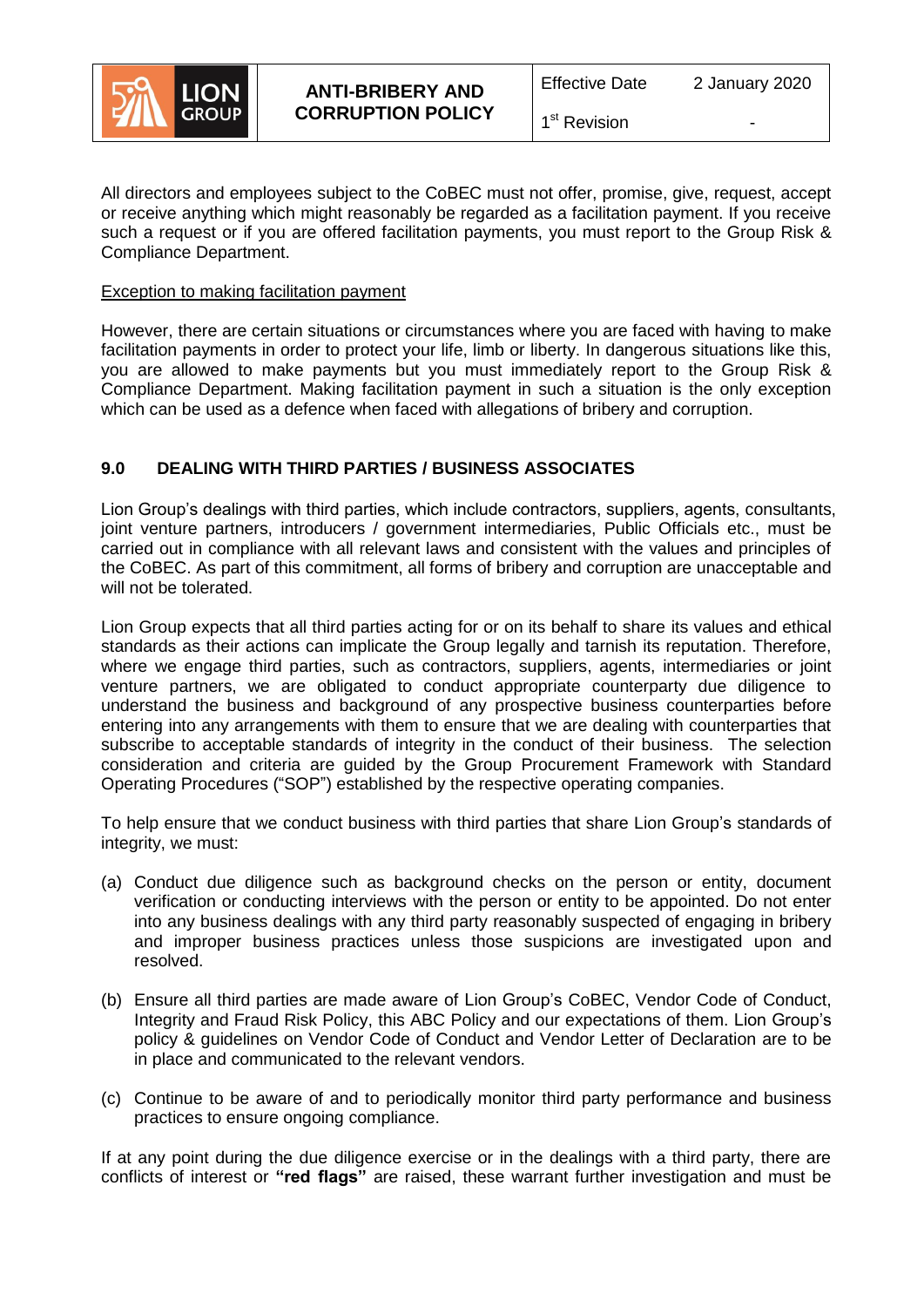All directors and employees subject to the CoBEC must not offer, promise, give, request, accept or receive anything which might reasonably be regarded as a facilitation payment. If you receive such a request or if you are offered facilitation payments, you must report to the Group Risk & Compliance Department.

<u>Exception to making facilitation payment</u>

However, there are certain situations or circumstances where you are faced with having to make facilitation payments in order to protect your life, limb or liberty. In dangerous situations like this, you are allowed to make payments but you must immediately report to the Group Risk & Compliance Department. Making facilitation payment in such a situation is the only exception which can be used as a defence when faced with allegations of bribery and corruption.

## 9.0 DEALING WITH THIRD PARTIES / BUSINESS ASSOCIATES

Lion Group's dealings with third parties, which include contractors, suppliers, agents, consultants, joint venture partners, introducers / government intermediaries, Public Officials etc., must be carried out in compliance with all relevant laws and consistent with the values and principles of the CoBEC. As part of this commitment, all forms of bribery and corruption are unacceptable and will not be tolerated.

Lion Group expects that all third parties acting for or on its behalf to share its values and ethical standards as their actions can implicate the Group legally and tarnish its reputation. Therefore, where we engage third parties, such as contractors, suppliers, agents, intermediaries or joint venture partners, we are obligated to conduct appropriate counterparty due diligence to understand the business and background of any prospective business counterparties before entering into any arrangements with them to ensure that we are dealing with counterparties that subscribe to acceptable standards of integrity in the conduct of their business. The selection consideration and criteria are guided by the Group Procurement Framework with Standard Operating Procedures ("SOP") established by the respective operating companies.

To help ensure that we conduct business with third parties that share Lion Group's standards of integrity, we must:

(a) Conduct due diligence such as background checks on the person or entity, document verification or conducting interviews with the person or entity to be appointed. Do not enter into any business dealings with any third party reasonably suspected of engaging in bribery and improper business practices unless those suspicions are investigated upon and resolved.

(b) Ensure all third parties are made aware of Lion Group's CoBEC, Vendor Code of Conduct, Integrity and Fraud Risk Policy, this ABC Policy and our expectations of them. Lion Group's policy & guidelines on Vendor Code of Conduct and Vendor Letter of Declaration are to be in place and communicated to the relevant vendors.

(c) Continue to be aware of and to periodically monitor third party performance and business practices to ensure ongoing compliance.

If at any point during the due diligence exercise or in the dealings with a third party, there are conflicts of interest or **"red flags"** are raised, these warrant further investigation and must be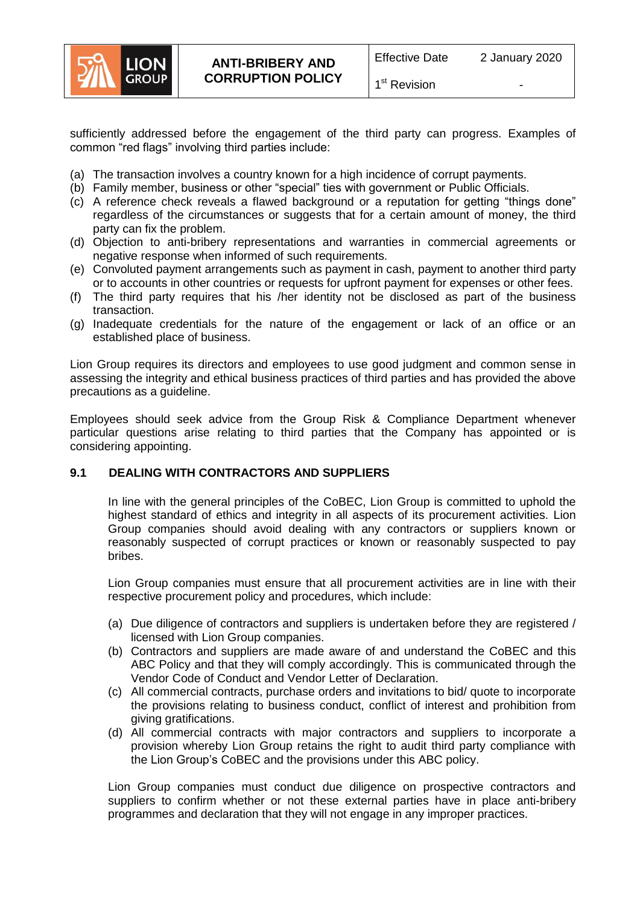sufficiently addressed before the engagement of the third party can progress. Examples of common "red flags" involving third parties include:

(a) The transaction involves a country known for a high incidence of corrupt payments.
(b) Family member, business or other "special" ties with government or Public Officials.
(c) A reference check reveals a flawed background or a reputation for getting "things done" regardless of the circumstances or suggests that for a certain amount of money, the third party can fix the problem.
(d) Objection to anti-bribery representations and warranties in commercial agreements or negative response when informed of such requirements.
(e) Convoluted payment arrangements such as payment in cash, payment to another third party or to accounts in other countries or requests for upfront payment for expenses or other fees.
(f) The third party requires that his /her identity not be disclosed as part of the business transaction.
(g) Inadequate credentials for the nature of the engagement or lack of an office or an established place of business.

Lion Group requires its directors and employees to use good judgment and common sense in assessing the integrity and ethical business practices of third parties and has provided the above precautions as a guideline.

Employees should seek advice from the Group Risk & Compliance Department whenever particular questions arise relating to third parties that the Company has appointed or is considering appointing.

### 9.1 DEALING WITH CONTRACTORS AND SUPPLIERS

In line with the general principles of the CoBEC, Lion Group is committed to uphold the highest standard of ethics and integrity in all aspects of its procurement activities. Lion Group companies should avoid dealing with any contractors or suppliers known or reasonably suspected of corrupt practices or known or reasonably suspected to pay bribes.

Lion Group companies must ensure that all procurement activities are in line with their respective procurement policy and procedures, which include:

(a) Due diligence of contractors and suppliers is undertaken before they are registered / licensed with Lion Group companies.
(b) Contractors and suppliers are made aware of and understand the CoBEC and this ABC Policy and that they will comply accordingly. This is communicated through the Vendor Code of Conduct and Vendor Letter of Declaration.
(c) All commercial contracts, purchase orders and invitations to bid/ quote to incorporate the provisions relating to business conduct, conflict of interest and prohibition from giving gratifications.
(d) All commercial contracts with major contractors and suppliers to incorporate a provision whereby Lion Group retains the right to audit third party compliance with the Lion Group's CoBEC and the provisions under this ABC policy.

Lion Group companies must conduct due diligence on prospective contractors and suppliers to confirm whether or not these external parties have in place anti-bribery programmes and declaration that they will not engage in any improper practices.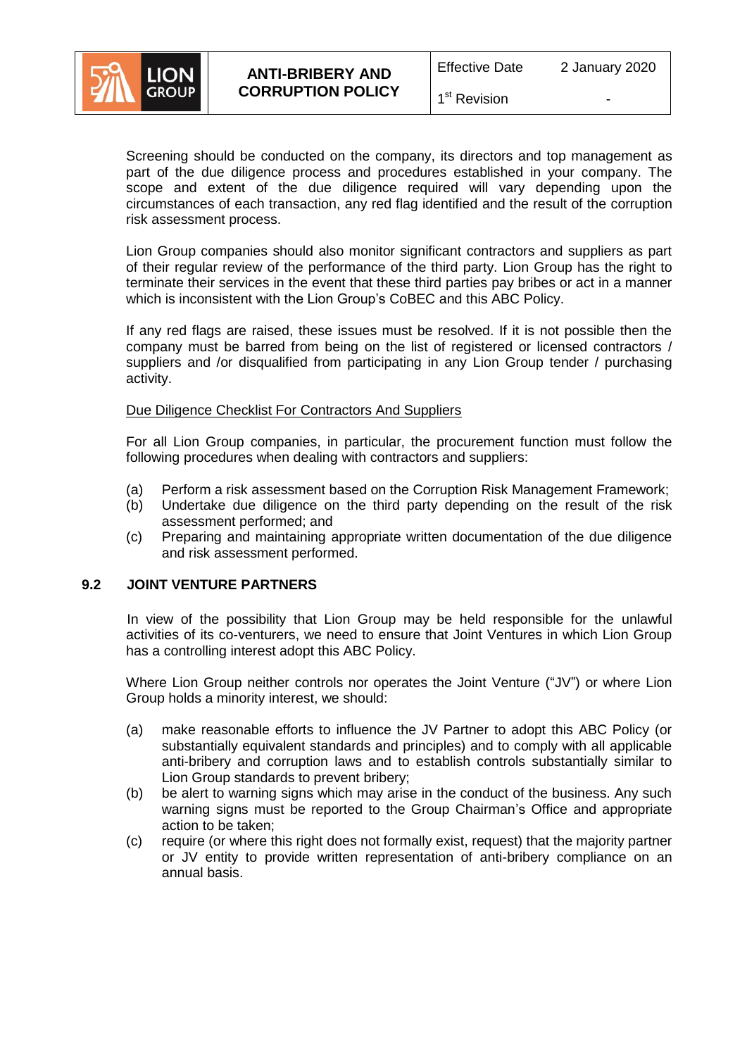Screening should be conducted on the company, its directors and top management as part of the due diligence process and procedures established in your company. The scope and extent of the due diligence required will vary depending upon the circumstances of each transaction, any red flag identified and the result of the corruption risk assessment process.

Lion Group companies should also monitor significant contractors and suppliers as part of their regular review of the performance of the third party. Lion Group has the right to terminate their services in the event that these third parties pay bribes or act in a manner which is inconsistent with the Lion Group's CoBEC and this ABC Policy.

If any red flags are raised, these issues must be resolved. If it is not possible then the company must be barred from being on the list of registered or licensed contractors / suppliers and /or disqualified from participating in any Lion Group tender / purchasing activity.

Due Diligence Checklist For Contractors And Suppliers

For all Lion Group companies, in particular, the procurement function must follow the following procedures when dealing with contractors and suppliers:

(a) Perform a risk assessment based on the Corruption Risk Management Framework;
(b) Undertake due diligence on the third party depending on the result of the risk assessment performed; and
(c) Preparing and maintaining appropriate written documentation of the due diligence and risk assessment performed.

### 9.2 JOINT VENTURE PARTNERS

In view of the possibility that Lion Group may be held responsible for the unlawful activities of its co-venturers, we need to ensure that Joint Ventures in which Lion Group has a controlling interest adopt this ABC Policy.

Where Lion Group neither controls nor operates the Joint Venture ("JV") or where Lion Group holds a minority interest, we should:

(a) make reasonable efforts to influence the JV Partner to adopt this ABC Policy (or substantially equivalent standards and principles) and to comply with all applicable anti-bribery and corruption laws and to establish controls substantially similar to Lion Group standards to prevent bribery;
(b) be alert to warning signs which may arise in the conduct of the business. Any such warning signs must be reported to the Group Chairman's Office and appropriate action to be taken;
(c) require (or where this right does not formally exist, request) that the majority partner or JV entity to provide written representation of anti-bribery compliance on an annual basis.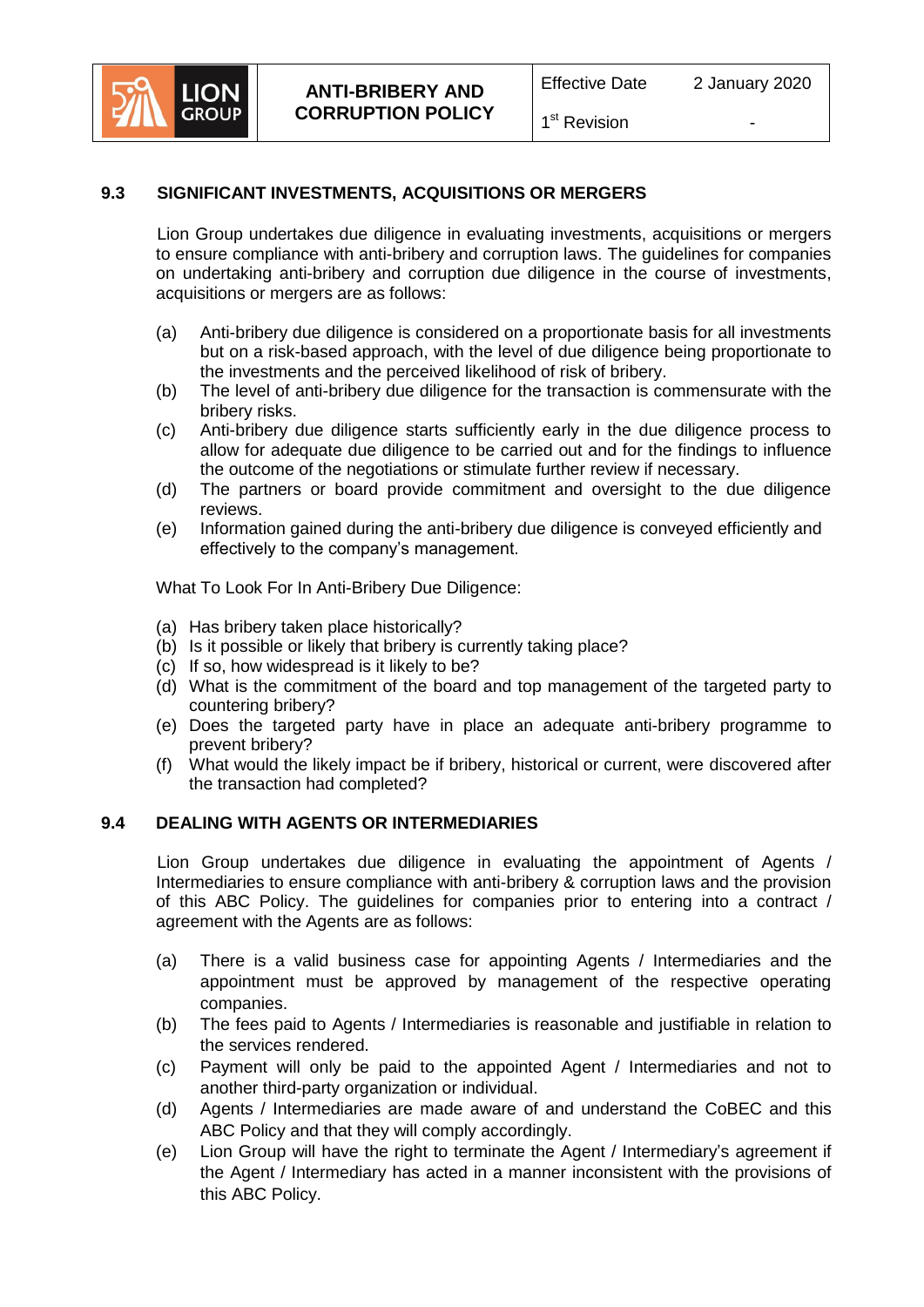## 9.3 SIGNIFICANT INVESTMENTS, ACQUISITIONS OR MERGERS

Lion Group undertakes due diligence in evaluating investments, acquisitions or mergers to ensure compliance with anti-bribery and corruption laws. The guidelines for companies on undertaking anti-bribery and corruption due diligence in the course of investments, acquisitions or mergers are as follows:

(a) Anti-bribery due diligence is considered on a proportionate basis for all investments but on a risk-based approach, with the level of due diligence being proportionate to the investments and the perceived likelihood of risk of bribery.

(b) The level of anti-bribery due diligence for the transaction is commensurate with the bribery risks.

(c) Anti-bribery due diligence starts sufficiently early in the due diligence process to allow for adequate due diligence to be carried out and for the findings to influence the outcome of the negotiations or stimulate further review if necessary.

(d) The partners or board provide commitment and oversight to the due diligence reviews.

(e) Information gained during the anti-bribery due diligence is conveyed efficiently and effectively to the company's management.

What To Look For In Anti-Bribery Due Diligence:

(a) Has bribery taken place historically?

(b) Is it possible or likely that bribery is currently taking place?

(c) If so, how widespread is it likely to be?

(d) What is the commitment of the board and top management of the targeted party to countering bribery?

(e) Does the targeted party have in place an adequate anti-bribery programme to prevent bribery?

(f) What would the likely impact be if bribery, historical or current, were discovered after the transaction had completed?

## 9.4 DEALING WITH AGENTS OR INTERMEDIARIES

Lion Group undertakes due diligence in evaluating the appointment of Agents / Intermediaries to ensure compliance with anti-bribery & corruption laws and the provision of this ABC Policy. The guidelines for companies prior to entering into a contract / agreement with the Agents are as follows:

(a) There is a valid business case for appointing Agents / Intermediaries and the appointment must be approved by management of the respective operating companies.

(b) The fees paid to Agents / Intermediaries is reasonable and justifiable in relation to the services rendered.

(c) Payment will only be paid to the appointed Agent / Intermediaries and not to another third-party organization or individual.

(d) Agents / Intermediaries are made aware of and understand the CoBEC and this ABC Policy and that they will comply accordingly.

(e) Lion Group will have the right to terminate the Agent / Intermediary's agreement if the Agent / Intermediary has acted in a manner inconsistent with the provisions of this ABC Policy.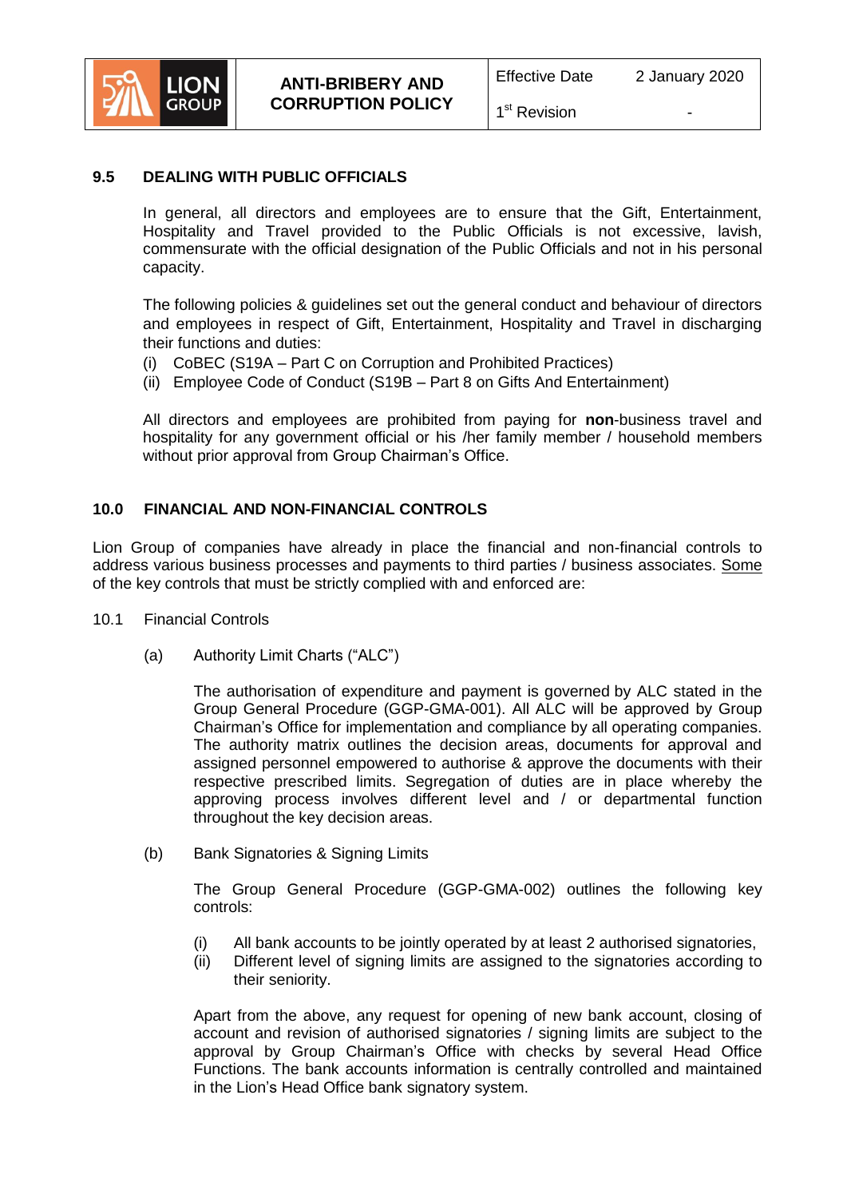## 9.5 DEALING WITH PUBLIC OFFICIALS

In general, all directors and employees are to ensure that the Gift, Entertainment, Hospitality and Travel provided to the Public Officials is not excessive, lavish, commensurate with the official designation of the Public Officials and not in his personal capacity.

The following policies & guidelines set out the general conduct and behaviour of directors and employees in respect of Gift, Entertainment, Hospitality and Travel in discharging their functions and duties:

(i) CoBEC (S19A – Part C on Corruption and Prohibited Practices)
(ii) Employee Code of Conduct (S19B – Part 8 on Gifts And Entertainment)

All directors and employees are prohibited from paying for **non**-business travel and hospitality for any government official or his /her family member / household members without prior approval from Group Chairman's Office.

## 10.0 FINANCIAL AND NON-FINANCIAL CONTROLS

Lion Group of companies have already in place the financial and non-financial controls to address various business processes and payments to third parties / business associates. Some of the key controls that must be strictly complied with and enforced are:

10.1 Financial Controls

(a) Authority Limit Charts ("ALC")

The authorisation of expenditure and payment is governed by ALC stated in the Group General Procedure (GGP-GMA-001). All ALC will be approved by Group Chairman's Office for implementation and compliance by all operating companies. The authority matrix outlines the decision areas, documents for approval and assigned personnel empowered to authorise & approve the documents with their respective prescribed limits. Segregation of duties are in place whereby the approving process involves different level and / or departmental function throughout the key decision areas.

(b) Bank Signatories & Signing Limits

The Group General Procedure (GGP-GMA-002) outlines the following key controls:

(i) All bank accounts to be jointly operated by at least 2 authorised signatories,
(ii) Different level of signing limits are assigned to the signatories according to their seniority.

Apart from the above, any request for opening of new bank account, closing of account and revision of authorised signatories / signing limits are subject to the approval by Group Chairman's Office with checks by several Head Office Functions. The bank accounts information is centrally controlled and maintained in the Lion's Head Office bank signatory system.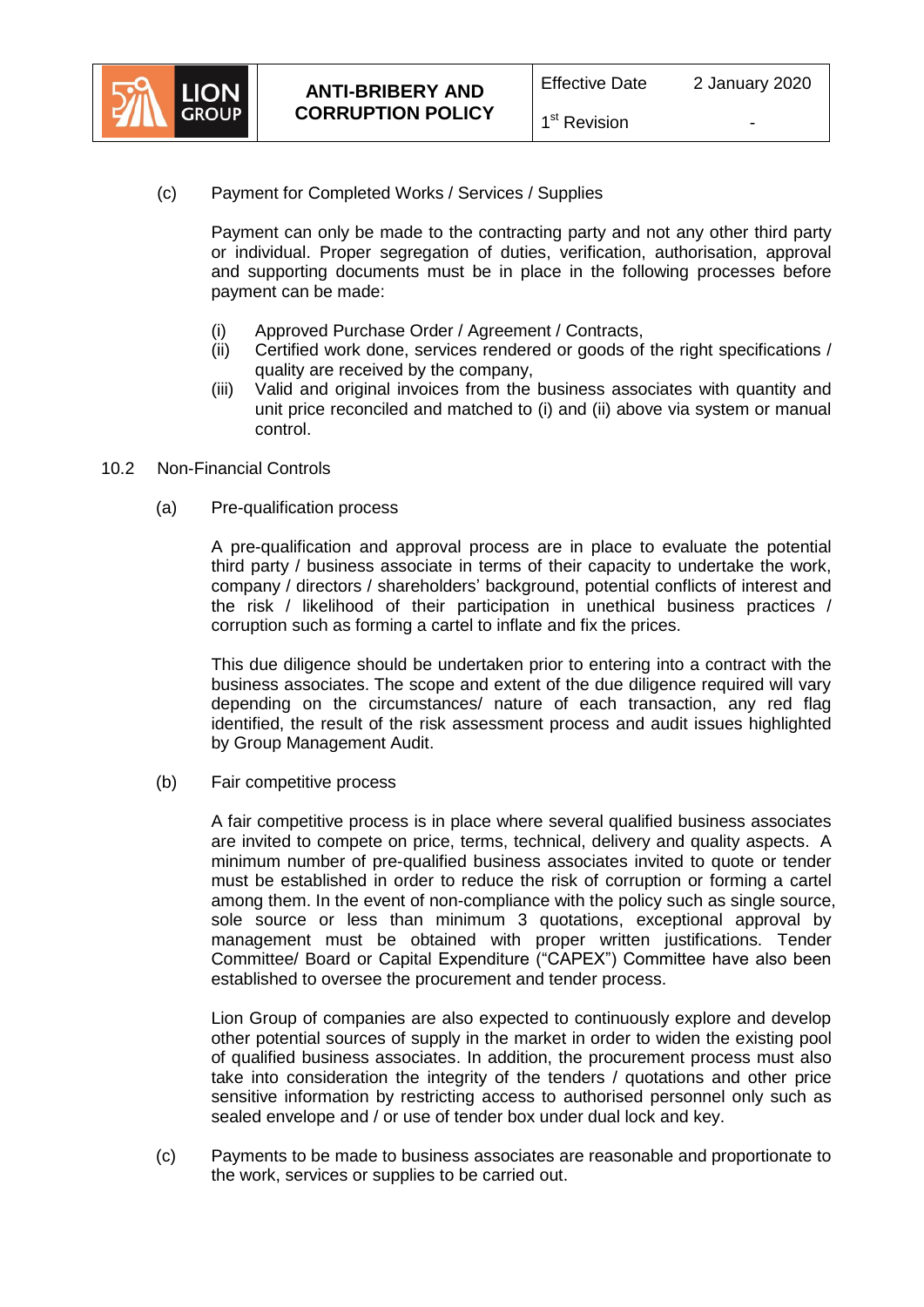(c) Payment for Completed Works / Services / Supplies

Payment can only be made to the contracting party and not any other third party or individual. Proper segregation of duties, verification, authorisation, approval and supporting documents must be in place in the following processes before payment can be made:

(i) Approved Purchase Order / Agreement / Contracts,
(ii) Certified work done, services rendered or goods of the right specifications / quality are received by the company,
(iii) Valid and original invoices from the business associates with quantity and unit price reconciled and matched to (i) and (ii) above via system or manual control.

10.2 Non-Financial Controls

(a) Pre-qualification process

A pre-qualification and approval process are in place to evaluate the potential third party / business associate in terms of their capacity to undertake the work, company / directors / shareholders' background, potential conflicts of interest and the risk / likelihood of their participation in unethical business practices / corruption such as forming a cartel to inflate and fix the prices.

This due diligence should be undertaken prior to entering into a contract with the business associates. The scope and extent of the due diligence required will vary depending on the circumstances/ nature of each transaction, any red flag identified, the result of the risk assessment process and audit issues highlighted by Group Management Audit.

(b) Fair competitive process

A fair competitive process is in place where several qualified business associates are invited to compete on price, terms, technical, delivery and quality aspects. A minimum number of pre-qualified business associates invited to quote or tender must be established in order to reduce the risk of corruption or forming a cartel among them. In the event of non-compliance with the policy such as single source, sole source or less than minimum 3 quotations, exceptional approval by management must be obtained with proper written justifications. Tender Committee/ Board or Capital Expenditure ("CAPEX") Committee have also been established to oversee the procurement and tender process.

Lion Group of companies are also expected to continuously explore and develop other potential sources of supply in the market in order to widen the existing pool of qualified business associates. In addition, the procurement process must also take into consideration the integrity of the tenders / quotations and other price sensitive information by restricting access to authorised personnel only such as sealed envelope and / or use of tender box under dual lock and key.

(c) Payments to be made to business associates are reasonable and proportionate to the work, services or supplies to be carried out.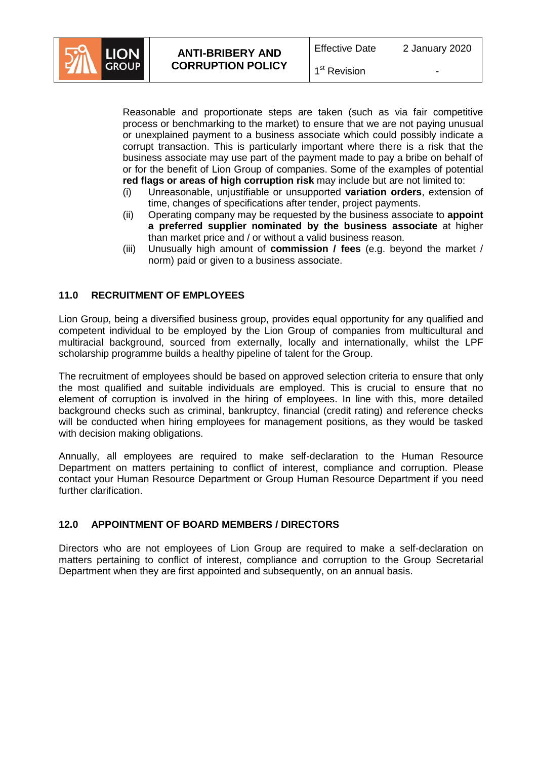Reasonable and proportionate steps are taken (such as via fair competitive process or benchmarking to the market) to ensure that we are not paying unusual or unexplained payment to a business associate which could possibly indicate a corrupt transaction. This is particularly important where there is a risk that the business associate may use part of the payment made to pay a bribe on behalf of or for the benefit of Lion Group of companies. Some of the examples of potential **red flags or areas of high corruption risk** may include but are not limited to:

(i) Unreasonable, unjustifiable or unsupported **variation orders**, extension of time, changes of specifications after tender, project payments.

(ii) Operating company may be requested by the business associate to **appoint a preferred supplier nominated by the business associate** at higher than market price and / or without a valid business reason.

(iii) Unusually high amount of **commission / fees** (e.g. beyond the market / norm) paid or given to a business associate.

## 11.0 RECRUITMENT OF EMPLOYEES

Lion Group, being a diversified business group, provides equal opportunity for any qualified and competent individual to be employed by the Lion Group of companies from multicultural and multiracial background, sourced from externally, locally and internationally, whilst the LPF scholarship programme builds a healthy pipeline of talent for the Group.

The recruitment of employees should be based on approved selection criteria to ensure that only the most qualified and suitable individuals are employed. This is crucial to ensure that no element of corruption is involved in the hiring of employees. In line with this, more detailed background checks such as criminal, bankruptcy, financial (credit rating) and reference checks will be conducted when hiring employees for management positions, as they would be tasked with decision making obligations.

Annually, all employees are required to make self-declaration to the Human Resource Department on matters pertaining to conflict of interest, compliance and corruption. Please contact your Human Resource Department or Group Human Resource Department if you need further clarification.

## 12.0 APPOINTMENT OF BOARD MEMBERS / DIRECTORS

Directors who are not employees of Lion Group are required to make a self-declaration on matters pertaining to conflict of interest, compliance and corruption to the Group Secretarial Department when they are first appointed and subsequently, on an annual basis.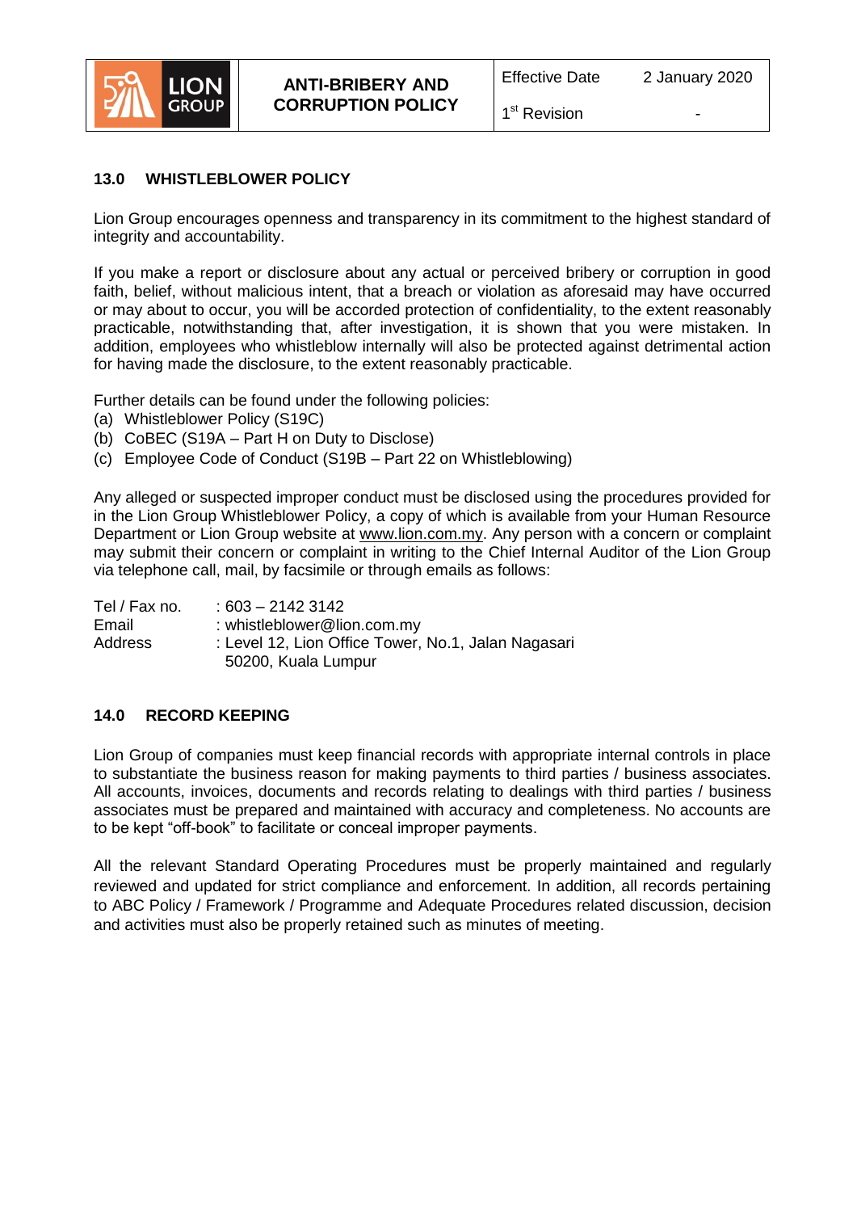## 13.0 WHISTLEBLOWER POLICY

Lion Group encourages openness and transparency in its commitment to the highest standard of integrity and accountability.

If you make a report or disclosure about any actual or perceived bribery or corruption in good faith, belief, without malicious intent, that a breach or violation as aforesaid may have occurred or may about to occur, you will be accorded protection of confidentiality, to the extent reasonably practicable, notwithstanding that, after investigation, it is shown that you were mistaken. In addition, employees who whistleblow internally will also be protected against detrimental action for having made the disclosure, to the extent reasonably practicable.

Further details can be found under the following policies:

(a) Whistleblower Policy (S19C)
(b) CoBEC (S19A – Part H on Duty to Disclose)
(c) Employee Code of Conduct (S19B – Part 22 on Whistleblowing)

Any alleged or suspected improper conduct must be disclosed using the procedures provided for in the Lion Group Whistleblower Policy, a copy of which is available from your Human Resource Department or Lion Group website at www.lion.com.my. Any person with a concern or complaint may submit their concern or complaint in writing to the Chief Internal Auditor of the Lion Group via telephone call, mail, by facsimile or through emails as follows:

Tel / Fax no. : 603 – 2142 3142
Email : whistleblower@lion.com.my
Address : Level 12, Lion Office Tower, No.1, Jalan Nagasari
50200, Kuala Lumpur

## 14.0 RECORD KEEPING

Lion Group of companies must keep financial records with appropriate internal controls in place to substantiate the business reason for making payments to third parties / business associates. All accounts, invoices, documents and records relating to dealings with third parties / business associates must be prepared and maintained with accuracy and completeness. No accounts are to be kept "off-book" to facilitate or conceal improper payments.

All the relevant Standard Operating Procedures must be properly maintained and regularly reviewed and updated for strict compliance and enforcement. In addition, all records pertaining to ABC Policy / Framework / Programme and Adequate Procedures related discussion, decision and activities must also be properly retained such as minutes of meeting.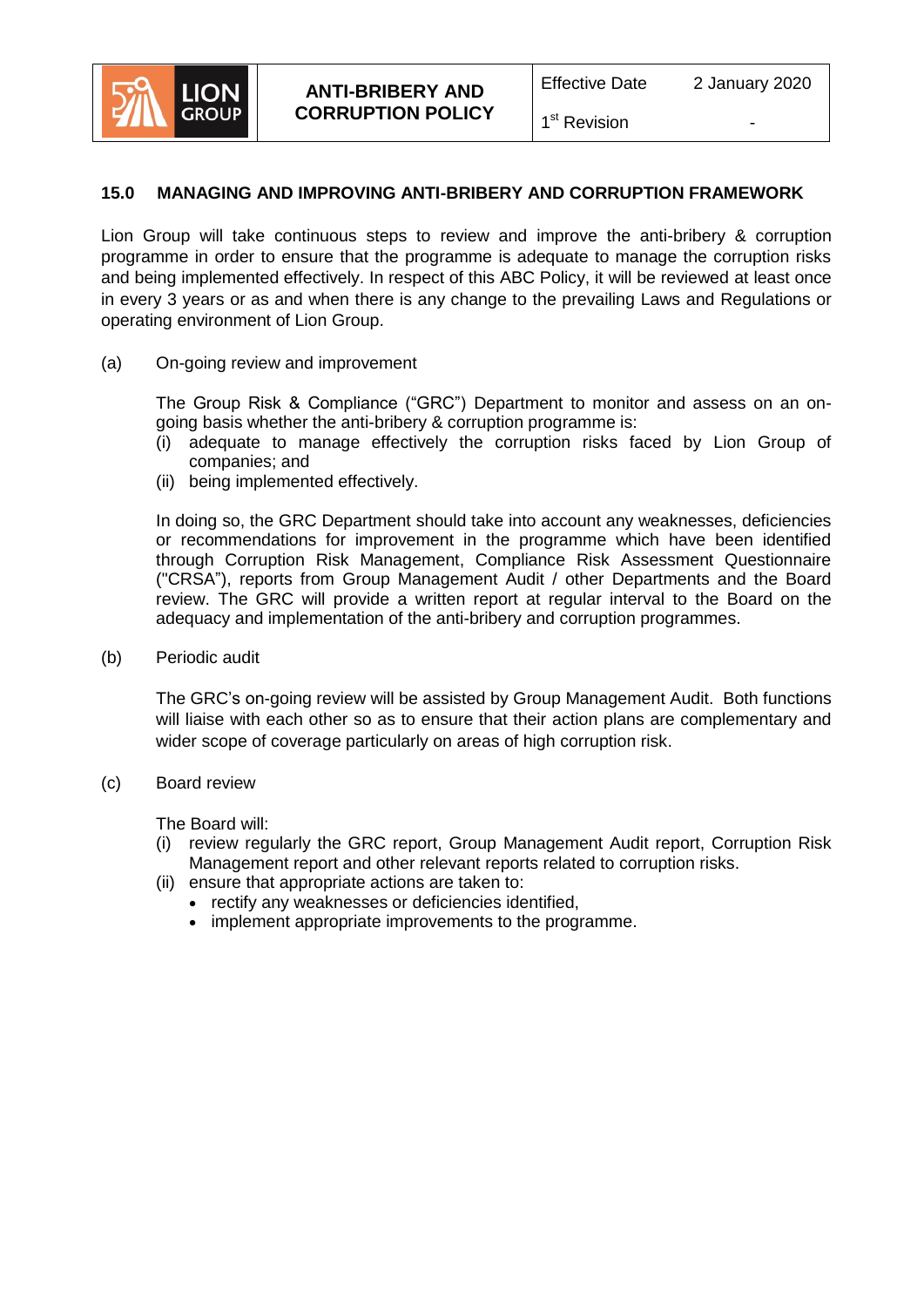## 15.0 MANAGING AND IMPROVING ANTI-BRIBERY AND CORRUPTION FRAMEWORK

Lion Group will take continuous steps to review and improve the anti-bribery & corruption programme in order to ensure that the programme is adequate to manage the corruption risks and being implemented effectively. In respect of this ABC Policy, it will be reviewed at least once in every 3 years or as and when there is any change to the prevailing Laws and Regulations or operating environment of Lion Group.

(a) On-going review and improvement

The Group Risk & Compliance ("GRC") Department to monitor and assess on an on-going basis whether the anti-bribery & corruption programme is:

(i) adequate to manage effectively the corruption risks faced by Lion Group of companies; and
(ii) being implemented effectively.

In doing so, the GRC Department should take into account any weaknesses, deficiencies or recommendations for improvement in the programme which have been identified through Corruption Risk Management, Compliance Risk Assessment Questionnaire ("CRSA"), reports from Group Management Audit / other Departments and the Board review. The GRC will provide a written report at regular interval to the Board on the adequacy and implementation of the anti-bribery and corruption programmes.

(b) Periodic audit

The GRC's on-going review will be assisted by Group Management Audit. Both functions will liaise with each other so as to ensure that their action plans are complementary and wider scope of coverage particularly on areas of high corruption risk.

(c) Board review

The Board will:

(i) review regularly the GRC report, Group Management Audit report, Corruption Risk Management report and other relevant reports related to corruption risks.
(ii) ensure that appropriate actions are taken to:
   - rectify any weaknesses or deficiencies identified,
   - implement appropriate improvements to the programme.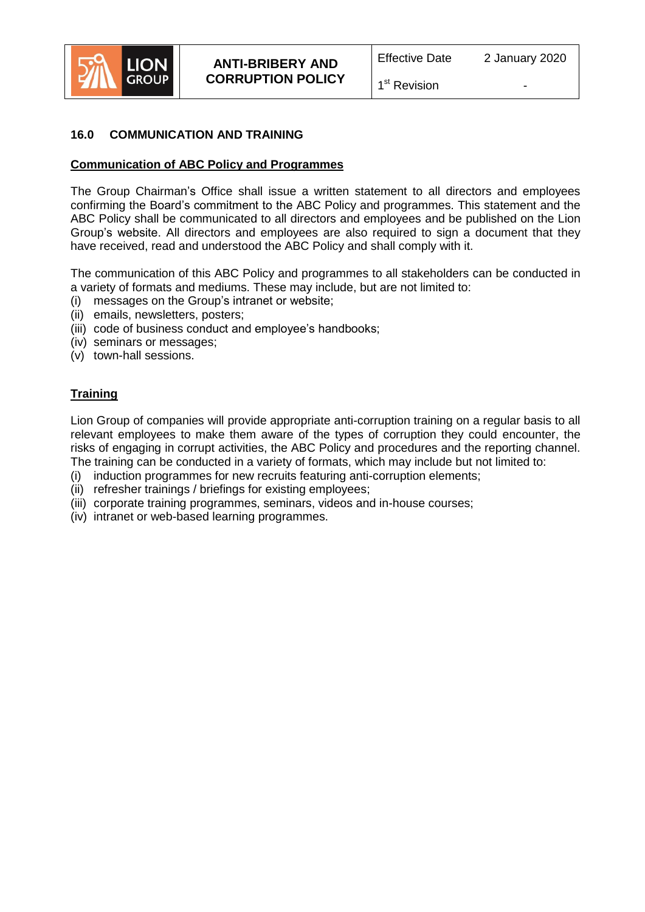## 16.0 COMMUNICATION AND TRAINING

**Communication of ABC Policy and Programmes**

The Group Chairman's Office shall issue a written statement to all directors and employees confirming the Board's commitment to the ABC Policy and programmes. This statement and the ABC Policy shall be communicated to all directors and employees and be published on the Lion Group's website. All directors and employees are also required to sign a document that they have received, read and understood the ABC Policy and shall comply with it.

The communication of this ABC Policy and programmes to all stakeholders can be conducted in a variety of formats and mediums. These may include, but are not limited to:

(i) messages on the Group's intranet or website;
(ii) emails, newsletters, posters;
(iii) code of business conduct and employee's handbooks;
(iv) seminars or messages;
(v) town-hall sessions.

**Training**

Lion Group of companies will provide appropriate anti-corruption training on a regular basis to all relevant employees to make them aware of the types of corruption they could encounter, the risks of engaging in corrupt activities, the ABC Policy and procedures and the reporting channel. The training can be conducted in a variety of formats, which may include but not limited to:

(i) induction programmes for new recruits featuring anti-corruption elements;
(ii) refresher trainings / briefings for existing employees;
(iii) corporate training programmes, seminars, videos and in-house courses;
(iv) intranet or web-based learning programmes.